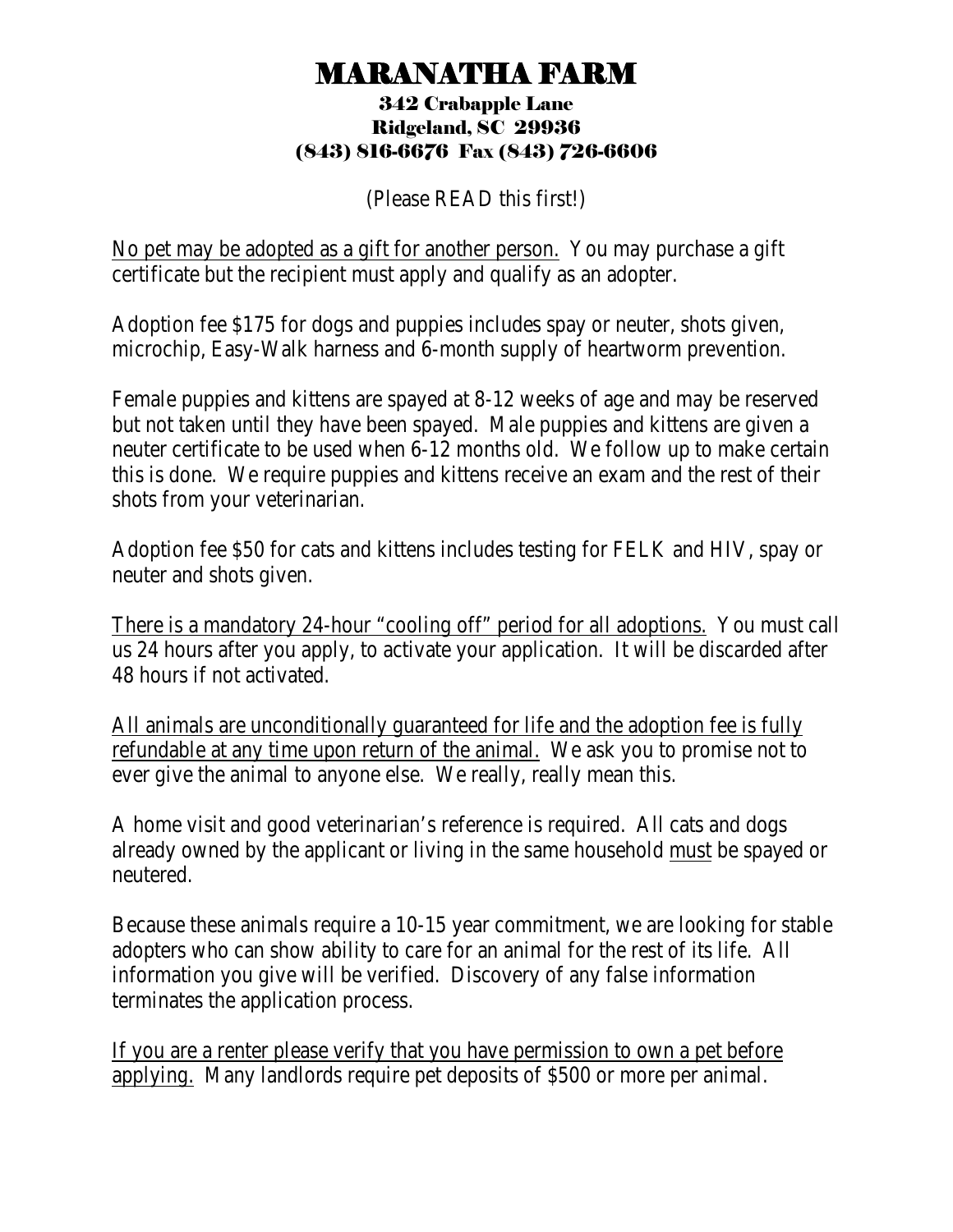# MARANATHA FARM

**342 Crabapple Lane**
**Ridgeland, SC 29936**
**(843) 816-6676 Fax (843) 726-6606**

(Please READ this first!)

<u>No pet may be adopted as a gift for another person.</u> You may purchase a gift certificate but the recipient must apply and qualify as an adopter.

Adoption fee $175 for dogs and puppies includes spay or neuter, shots given, microchip, Easy-Walk harness and 6-month supply of heartworm prevention.

Female puppies and kittens are spayed at 8-12 weeks of age and may be reserved but not taken until they have been spayed. Male puppies and kittens are given a neuter certificate to be used when 6-12 months old. We follow up to make certain this is done. We require puppies and kittens receive an exam and the rest of their shots from your veterinarian.

Adoption fee $50 for cats and kittens includes testing for FELK and HIV, spay or neuter and shots given.

<u>There is a mandatory 24-hour "cooling off" period for all adoptions.</u> You must call us 24 hours after you apply, to activate your application. It will be discarded after 48 hours if not activated.

<u>All animals are unconditionally guaranteed for life and the adoption fee is fully refundable at any time upon return of the animal.</u> We ask you to promise not to ever give the animal to anyone else. We really, really mean this.

A home visit and good veterinarian's reference is required. All cats and dogs already owned by the applicant or living in the same household <u>must</u> be spayed or neutered.

Because these animals require a 10-15 year commitment, we are looking for stable adopters who can show ability to care for an animal for the rest of its life. All information you give will be verified. Discovery of any false information terminates the application process.

<u>If you are a renter please verify that you have permission to own a pet before applying.</u> Many landlords require pet deposits of $500 or more per animal.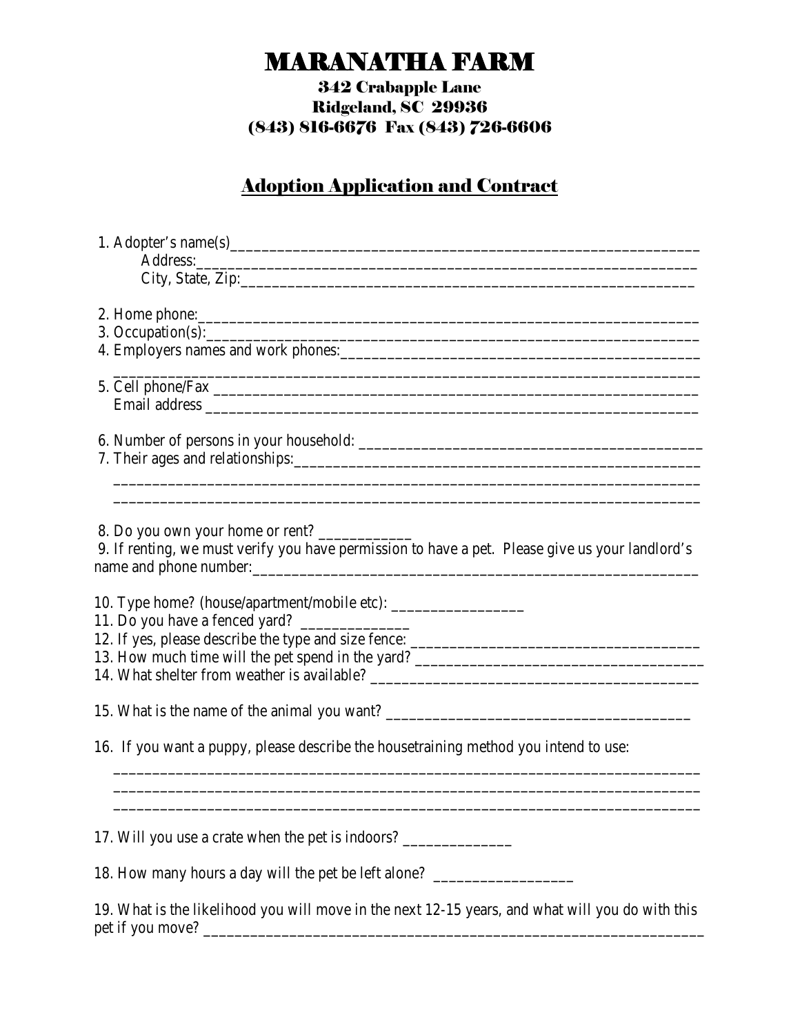# MARANATHA FARM

### 342 Crabapple Lane
### Ridgeland, SC 29936
### (843) 816-6676 Fax (843) 726-6606

## Adoption Application and Contract

1. Adopter's name(s)_______________________________________________________________
   Address:_______________________________________________________________
   City, State, Zip:_______________________________________________________
2. Home phone:_______________________________________________________________
3. Occupation(s):_______________________________________________________________
4. Employers names and work phones:_____________________________________________
   ______________________________________________________________________________
5. Cell phone/Fax _______________________________________________________________
   Email address _______________________________________________________________
6. Number of persons in your household: ___________________________________________
7. Their ages and relationships:__________________________________________________
   ______________________________________________________________________________
   ______________________________________________________________________________
8. Do you own your home or rent? ____________
9. If renting, we must verify you have permission to have a pet. Please give us your landlord's name and phone number:__________________________________________________________
10. Type home? (house/apartment/mobile etc): _________________
11. Do you have a fenced yard? ______________
12. If yes, please describe the type and size fence: ____________________________________
13. How much time will the pet spend in the yard? ____________________________________
14. What shelter from weather is available? __________________________________________
15. What is the name of the animal you want? ________________________________________
16. If you want a puppy, please describe the housetraining method you intend to use:
    ______________________________________________________________________________
    ______________________________________________________________________________
    ______________________________________________________________________________
17. Will you use a crate when the pet is indoors? ______________
18. How many hours a day will the pet be left alone? __________________
19. What is the likelihood you will move in the next 12-15 years, and what will you do with this pet if you move? __________________________________________________________________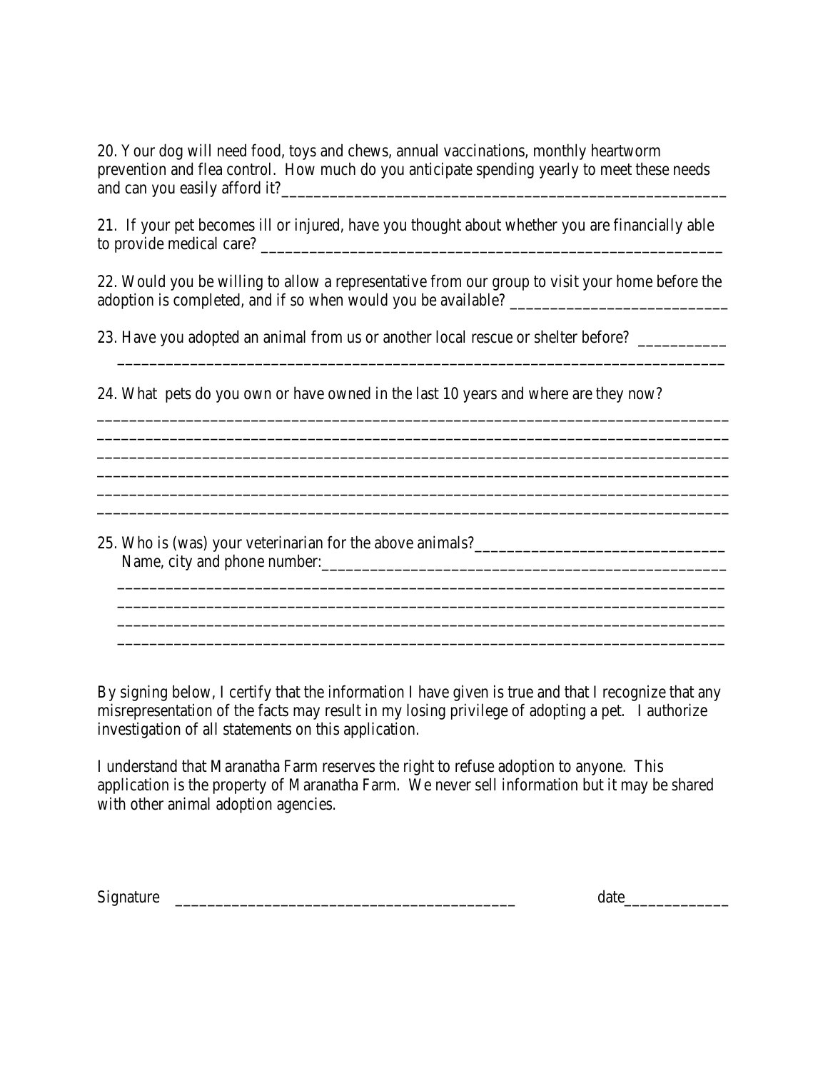20. Your dog will need food, toys and chews, annual vaccinations, monthly heartworm prevention and flea control. How much do you anticipate spending yearly to meet these needs and can you easily afford it?_______________________________________________________

21. If your pet becomes ill or injured, have you thought about whether you are financially able to provide medical care? ________________________________________________________

22. Would you be willing to allow a representative from our group to visit your home before the adoption is completed, and if so when would you be available? __________________________

23. Have you adopted an animal from us or another local rescue or shelter before? __________
_________________________________________________________________________

24. What pets do you own or have owned in the last 10 years and where are they now?
_________________________________________________________________________
_________________________________________________________________________
_________________________________________________________________________
_________________________________________________________________________
_________________________________________________________________________
_________________________________________________________________________

25. Who is (was) your veterinarian for the above animals?_____________________________
Name, city and phone number:________________________________________________
_________________________________________________________________________
_________________________________________________________________________
_________________________________________________________________________
_________________________________________________________________________

By signing below, I certify that the information I have given is true and that I recognize that any misrepresentation of the facts may result in my losing privilege of adopting a pet. I authorize investigation of all statements on this application.

I understand that Maranatha Farm reserves the right to refuse adoption to anyone. This application is the property of Maranatha Farm. We never sell information but it may be shared with other animal adoption agencies.

Signature ____________________________________________ date_____________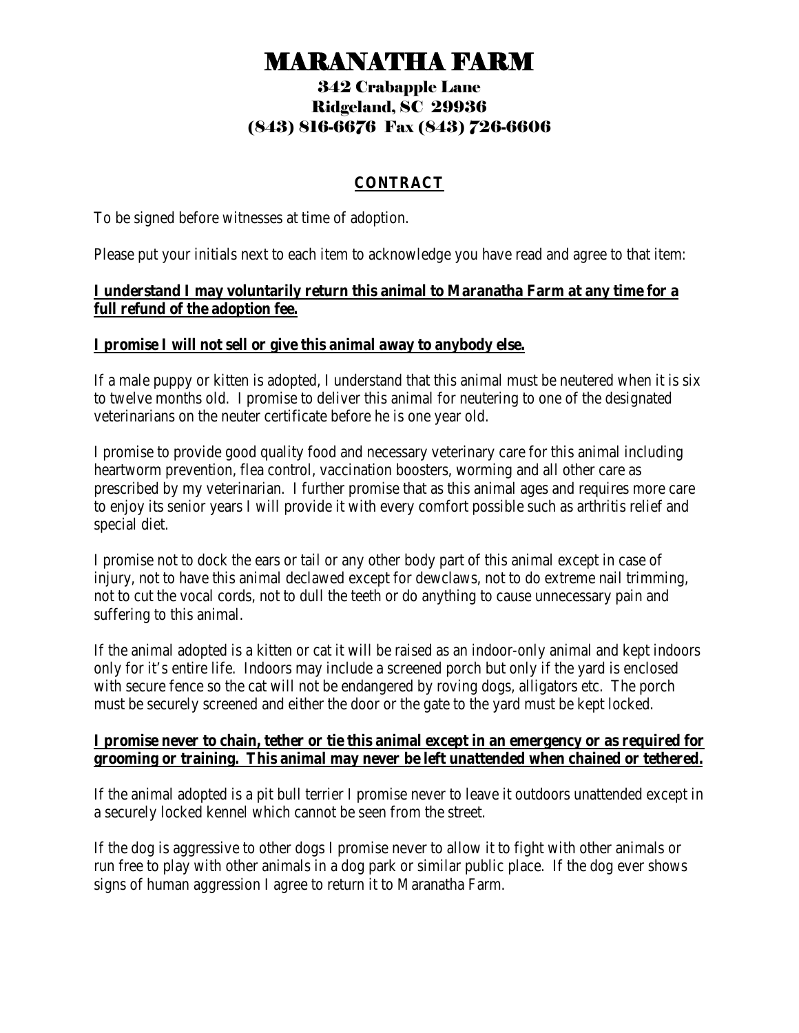# MARANATHA FARM

### 342 Crabapple Lane
### Ridgeland, SC 29936
### (843) 816-6676 Fax (843) 726-6606

## CONTRACT

To be signed before witnesses at time of adoption.

Please put your initials next to each item to acknowledge you have read and agree to that item:

**I understand I may voluntarily return this animal to Maranatha Farm at any time for a full refund of the adoption fee.**

**I promise I will not sell or give this animal away to anybody else.**

If a male puppy or kitten is adopted, I understand that this animal must be neutered when it is six to twelve months old. I promise to deliver this animal for neutering to one of the designated veterinarians on the neuter certificate before he is one year old.

I promise to provide good quality food and necessary veterinary care for this animal including heartworm prevention, flea control, vaccination boosters, worming and all other care as prescribed by my veterinarian. I further promise that as this animal ages and requires more care to enjoy its senior years I will provide it with every comfort possible such as arthritis relief and special diet.

I promise not to dock the ears or tail or any other body part of this animal except in case of injury, not to have this animal declawed except for dewclaws, not to do extreme nail trimming, not to cut the vocal cords, not to dull the teeth or do anything to cause unnecessary pain and suffering to this animal.

If the animal adopted is a kitten or cat it will be raised as an indoor-only animal and kept indoors only for it's entire life. Indoors may include a screened porch but only if the yard is enclosed with secure fence so the cat will not be endangered by roving dogs, alligators etc. The porch must be securely screened and either the door or the gate to the yard must be kept locked.

**I promise never to chain, tether or tie this animal except in an emergency or as required for grooming or training. This animal may never be left unattended when chained or tethered.**

If the animal adopted is a pit bull terrier I promise never to leave it outdoors unattended except in a securely locked kennel which cannot be seen from the street.

If the dog is aggressive to other dogs I promise never to allow it to fight with other animals or run free to play with other animals in a dog park or similar public place. If the dog ever shows signs of human aggression I agree to return it to Maranatha Farm.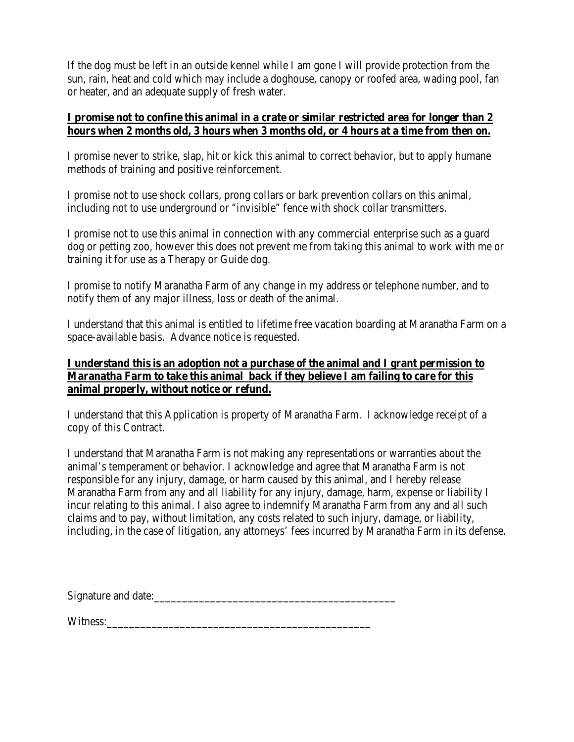If the dog must be left in an outside kennel while I am gone I will provide protection from the sun, rain, heat and cold which may include a doghouse, canopy or roofed area, wading pool, fan or heater, and an adequate supply of fresh water.

**I promise not to confine this animal in a crate or similar restricted area for longer than 2 hours when 2 months old, 3 hours when 3 months old, or 4 hours at a time from then on.**

I promise never to strike, slap, hit or kick this animal to correct behavior, but to apply humane methods of training and positive reinforcement.

I promise not to use shock collars, prong collars or bark prevention collars on this animal, including not to use underground or "invisible" fence with shock collar transmitters.

I promise not to use this animal in connection with any commercial enterprise such as a guard dog or petting zoo, however this does not prevent me from taking this animal to work with me or training it for use as a Therapy or Guide dog.

I promise to notify Maranatha Farm of any change in my address or telephone number, and to notify them of any major illness, loss or death of the animal.

I understand that this animal is entitled to lifetime free vacation boarding at Maranatha Farm on a space-available basis. Advance notice is requested.

**I understand this is an adoption not a purchase of the animal and I grant permission to Maranatha Farm to take this animal back if they believe I am failing to care for this animal properly, without notice or refund.**

I understand that this Application is property of Maranatha Farm. I acknowledge receipt of a copy of this Contract.

I understand that Maranatha Farm is not making any representations or warranties about the animal's temperament or behavior. I acknowledge and agree that Maranatha Farm is not responsible for any injury, damage, or harm caused by this animal, and I hereby release Maranatha Farm from any and all liability for any injury, damage, harm, expense or liability I incur relating to this animal. I also agree to indemnify Maranatha Farm from any and all such claims and to pay, without limitation, any costs related to such injury, damage, or liability, including, in the case of litigation, any attorneys' fees incurred by Maranatha Farm in its defense.

Signature and date:___________________________________________

Witness:_______________________________________________